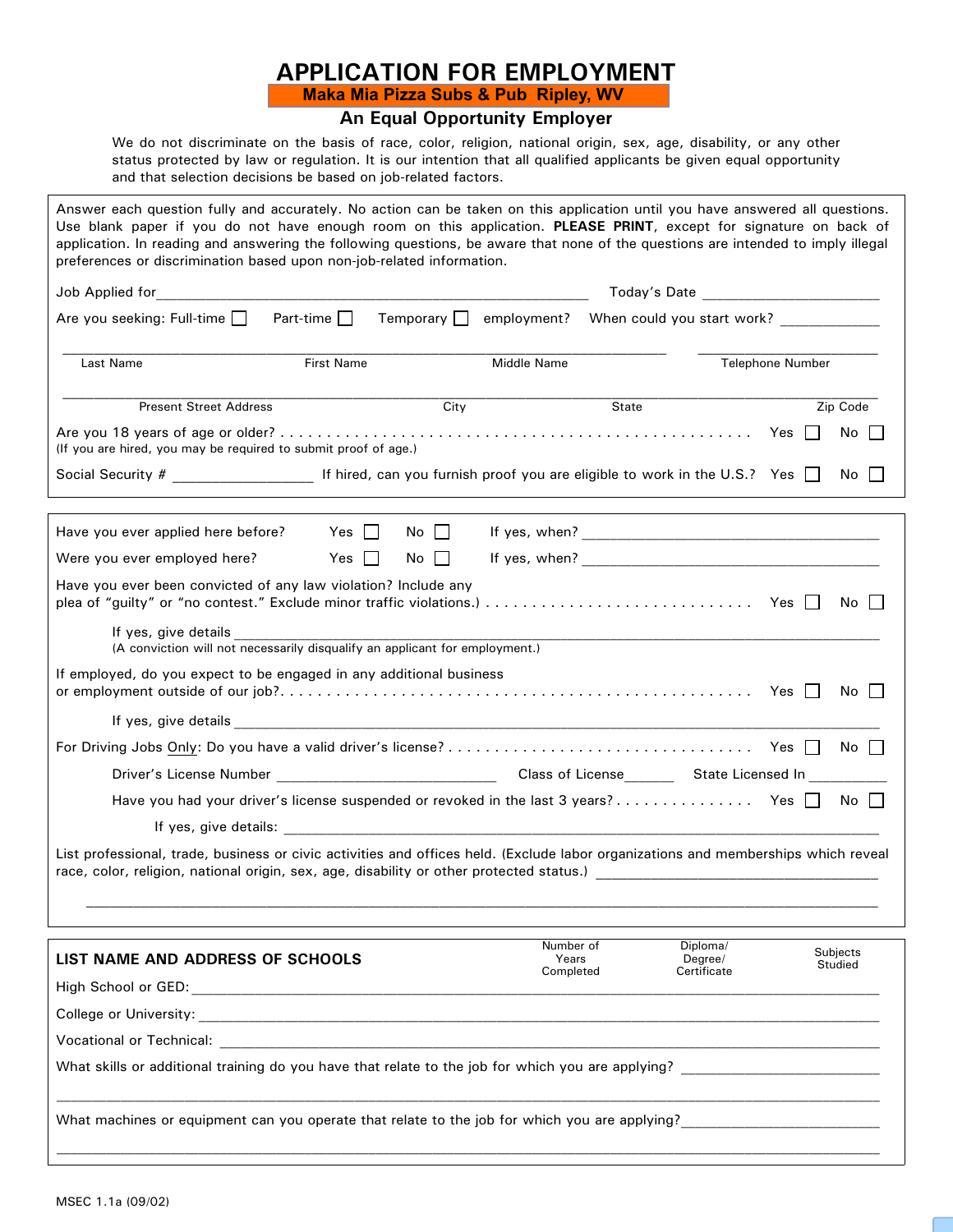# APPLICATION FOR EMPLOYMENT

**Maka Mia Pizza Subs & Pub Ripley, WV**

## An Equal Opportunity Employer

We do not discriminate on the basis of race, color, religion, national origin, sex, age, disability, or any other status protected by law or regulation. It is our intention that all qualified applicants be given equal opportunity and that selection decisions be based on job-related factors.

Answer each question fully and accurately. No action can be taken on this application until you have answered all questions. Use blank paper if you do not have enough room on this application. **PLEASE PRINT**, except for signature on back of application. In reading and answering the following questions, be aware that none of the questions are intended to imply illegal preferences or discrimination based upon non-job-related information.

Job Applied for_______________________________________________ Today's Date ____________________

Are you seeking: Full-time ☐ Part-time ☐ Temporary ☐ employment? When could you start work? ___________

_______________________________________________________________________ ____________________

Last Name First Name Middle Name Telephone Number

_____________________________________________________________________________________________

Present Street Address City State Zip Code

Are you 18 years of age or older? . . . . . . . . . . . . . . . . . . . . . . . . . . . . . . . . . . . . . . . . . . . Yes ☐ No ☐

(If you are hired, you may be required to submit proof of age.)

Social Security # ________________ If hired, can you furnish proof you are eligible to work in the U.S.? Yes ☐ No ☐

---

Have you ever applied here before? Yes ☐ No ☐ If yes, when? ___________________________________

Were you ever employed here? Yes ☐ No ☐ If yes, when? ___________________________________

Have you ever been convicted of any law violation? Include any plea of "guilty" or "no contest." Exclude minor traffic violations.) . . . . . . . . . . . . . . . . . . . . . . . . . . . . Yes ☐ No ☐

If yes, give details _________________________________________________________________________

(A conviction will not necessarily disqualify an applicant for employment.)

If employed, do you expect to be engaged in any additional business or employment outside of our job?. . . . . . . . . . . . . . . . . . . . . . . . . . . . . . . . . . . . . . . . . . . . . . . . . Yes ☐ No ☐

If yes, give details _________________________________________________________________________

For Driving Jobs Only: Do you have a valid driver's license? . . . . . . . . . . . . . . . . . . . . . . . . . . . . . . . . Yes ☐ No ☐

Driver's License Number _________________________ Class of License______ State Licensed In __________

Have you had your driver's license suspended or revoked in the last 3 years? . . . . . . . . . . . . . . . Yes ☐ No ☐

If yes, give details: ______________________________________________________________________

List professional, trade, business or civic activities and offices held. (Exclude labor organizations and memberships which reveal race, color, religion, national origin, sex, age, disability or other protected status.) ______________________________

_____________________________________________________________________________________________

---

| LIST NAME AND ADDRESS OF SCHOOLS | Number of Years Completed | Diploma/ Degree/ Certificate | Subjects Studied |
|---|---|---|---|
| High School or GED: | | | |
| College or University: | | | |
| Vocational or Technical: | | | |

What skills or additional training do you have that relate to the job for which you are applying? ________________________

_____________________________________________________________________________________________

What machines or equipment can you operate that relate to the job for which you are applying?________________________

_____________________________________________________________________________________________

MSEC 1.1a (09/02)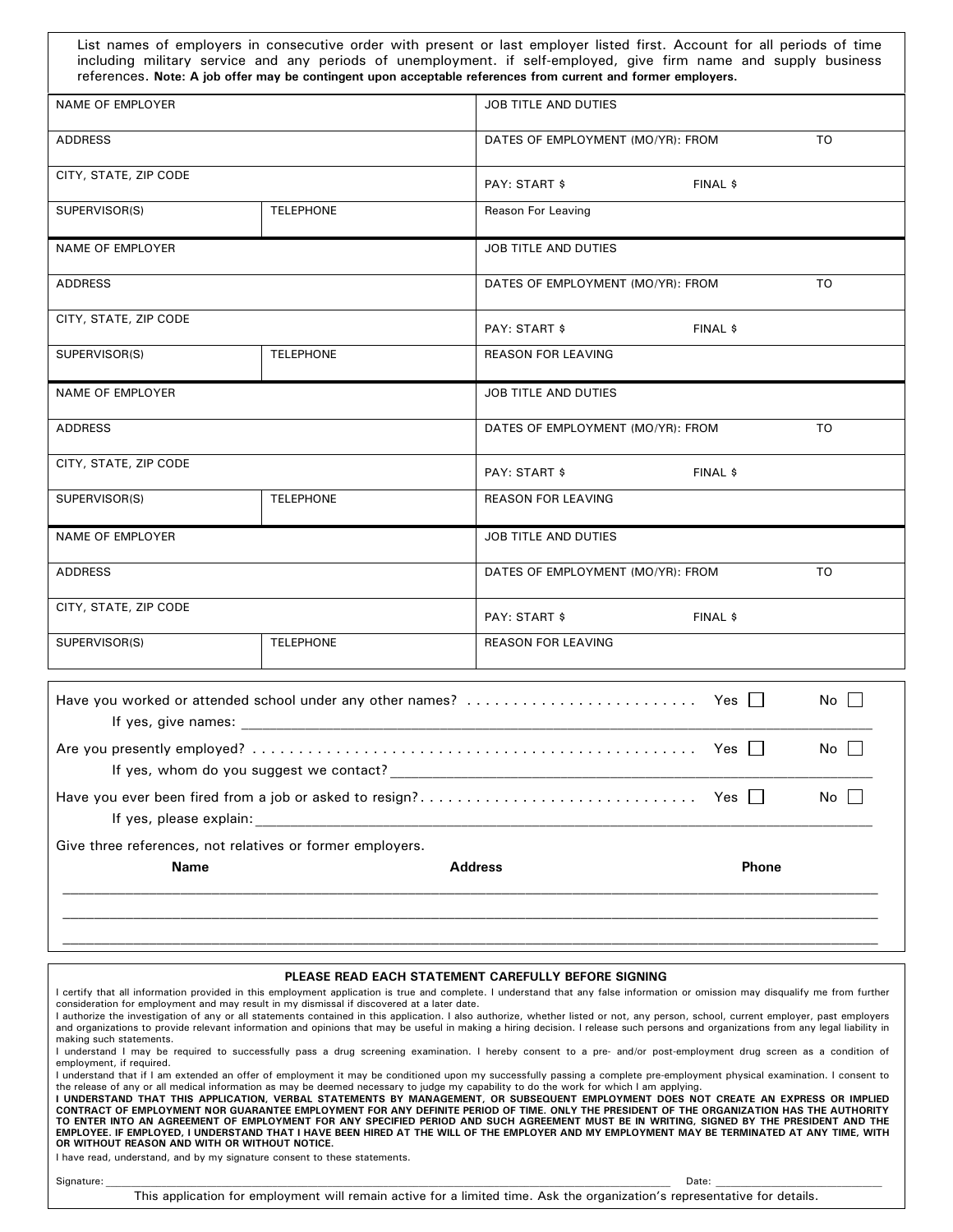List names of employers in consecutive order with present or last employer listed first. Account for all periods of time including military service and any periods of unemployment. if self-employed, give firm name and supply business references. **Note: A job offer may be contingent upon acceptable references from current and former employers.**

| | | |
|---|---|---|
| NAME OF EMPLOYER | | JOB TITLE AND DUTIES |
| ADDRESS | | DATES OF EMPLOYMENT (MO/YR): FROM TO |
| CITY, STATE, ZIP CODE | | PAY: START $ FINAL $ |
| SUPERVISOR(S) | TELEPHONE | Reason For Leaving |
| NAME OF EMPLOYER | | JOB TITLE AND DUTIES |
| ADDRESS | | DATES OF EMPLOYMENT (MO/YR): FROM TO |
| CITY, STATE, ZIP CODE | | PAY: START $ FINAL $ |
| SUPERVISOR(S) | TELEPHONE | REASON FOR LEAVING |
| NAME OF EMPLOYER | | JOB TITLE AND DUTIES |
| ADDRESS | | DATES OF EMPLOYMENT (MO/YR): FROM TO |
| CITY, STATE, ZIP CODE | | PAY: START $ FINAL $ |
| SUPERVISOR(S) | TELEPHONE | REASON FOR LEAVING |
| NAME OF EMPLOYER | | JOB TITLE AND DUTIES |
| ADDRESS | | DATES OF EMPLOYMENT (MO/YR): FROM TO |
| CITY, STATE, ZIP CODE | | PAY: START $ FINAL $ |
| SUPERVISOR(S) | TELEPHONE | REASON FOR LEAVING |

Have you worked or attended school under any other names? . . . . . . . . . . . . . . . . . . . . . . . . . Yes ☐ No ☐

If yes, give names: ____________________

Are you presently employed? . . . . . . . . . . . . . . . . . . . . . . . . . . . . . . . . . . . . . . . . . . . . . . . Yes ☐ No ☐

If yes, whom do you suggest we contact? ____________________

Have you ever been fired from a job or asked to resign? . . . . . . . . . . . . . . . . . . . . . . . . . . . . . Yes ☐ No ☐

If yes, please explain: ____________________

Give three references, not relatives or former employers.

| **Name** | **Address** | **Phone** |
|---|---|---|
| | | |
| | | |
| | | |

**PLEASE READ EACH STATEMENT CAREFULLY BEFORE SIGNING**

I certify that all information provided in this employment application is true and complete. I understand that any false information or omission may disqualify me from further consideration for employment and may result in my dismissal if discovered at a later date.

I authorize the investigation of any or all statements contained in this application. I also authorize, whether listed or not, any person, school, current employer, past employers and organizations to provide relevant information and opinions that may be useful in making a hiring decision. I release such persons and organizations from any legal liability in making such statements.

I understand I may be required to successfully pass a drug screening examination. I hereby consent to a pre- and/or post-employment drug screen as a condition of employment, if required.

I understand that if I am extended an offer of employment it may be conditioned upon my successfully passing a complete pre-employment physical examination. I consent to the release of any or all medical information as may be deemed necessary to judge my capability to do the work for which I am applying.

**I UNDERSTAND THAT THIS APPLICATION, VERBAL STATEMENTS BY MANAGEMENT, OR SUBSEQUENT EMPLOYMENT DOES NOT CREATE AN EXPRESS OR IMPLIED CONTRACT OF EMPLOYMENT NOR GUARANTEE EMPLOYMENT FOR ANY DEFINITE PERIOD OF TIME. ONLY THE PRESIDENT OF THE ORGANIZATION HAS THE AUTHORITY TO ENTER INTO AN AGREEMENT OF EMPLOYMENT FOR ANY SPECIFIED PERIOD AND SUCH AGREEMENT MUST BE IN WRITING, SIGNED BY THE PRESIDENT AND THE EMPLOYEE. IF EMPLOYED, I UNDERSTAND THAT I HAVE BEEN HIRED AT THE WILL OF THE EMPLOYER AND MY EMPLOYMENT MAY BE TERMINATED AT ANY TIME, WITH OR WITHOUT REASON AND WITH OR WITHOUT NOTICE.**

I have read, understand, and by my signature consent to these statements.

Signature: ____________________ Date: ____________________

This application for employment will remain active for a limited time. Ask the organization's representative for details.